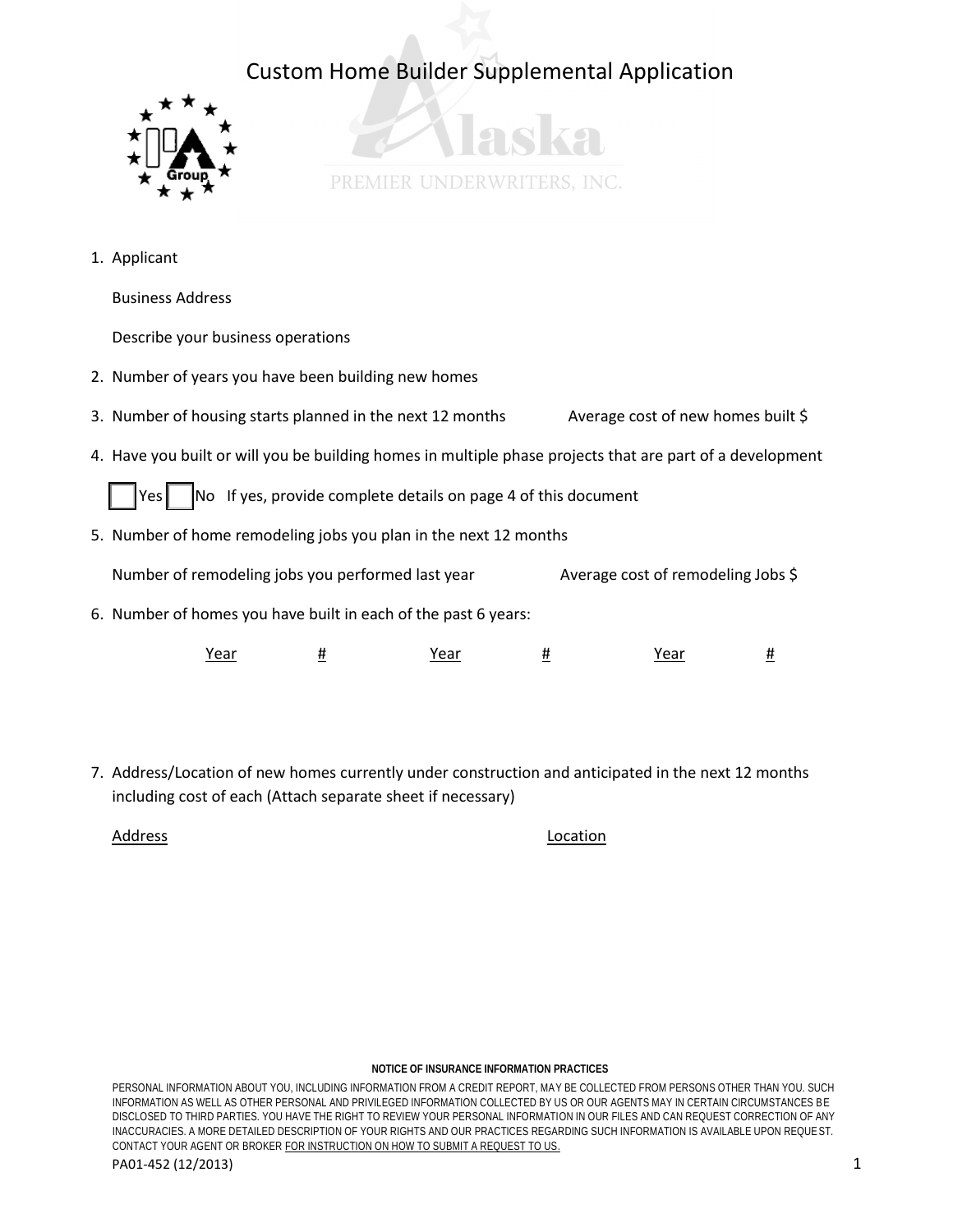# Custom Home Builder Supplemental Application

1. Applicant

   Business Address

   Describe your business operations

2. Number of years you have been building new homes

3. Number of housing starts planned in the next 12 months          Average cost of new homes built $

4. Have you built or will you be building homes in multiple phase projects that are part of a development

   ☐ Yes ☐ No  If yes, provide complete details on page 4 of this document

5. Number of home remodeling jobs you plan in the next 12 months

   Number of remodeling jobs you performed last year          Average cost of remodeling Jobs $

6. Number of homes you have built in each of the past 6 years:

| Year | # | Year | # | Year | # |
|---|---|---|---|---|---|
| | | | | | |

7. Address/Location of new homes currently under construction and anticipated in the next 12 months including cost of each (Attach separate sheet if necessary)

| Address | Location |
|---|---|
| | |

**NOTICE OF INSURANCE INFORMATION PRACTICES**

PERSONAL INFORMATION ABOUT YOU, INCLUDING INFORMATION FROM A CREDIT REPORT, MAY BE COLLECTED FROM PERSONS OTHER THAN YOU. SUCH INFORMATION AS WELL AS OTHER PERSONAL AND PRIVILEGED INFORMATION COLLECTED BY US OR OUR AGENTS MAY IN CERTAIN CIRCUMSTANCES BE DISCLOSED TO THIRD PARTIES. YOU HAVE THE RIGHT TO REVIEW YOUR PERSONAL INFORMATION IN OUR FILES AND CAN REQUEST CORRECTION OF ANY INACCURACIES. A MORE DETAILED DESCRIPTION OF YOUR RIGHTS AND OUR PRACTICES REGARDING SUCH INFORMATION IS AVAILABLE UPON REQUEST. CONTACT YOUR AGENT OR BROKER FOR INSTRUCTION ON HOW TO SUBMIT A REQUEST TO US.

PA01-452 (12/2013)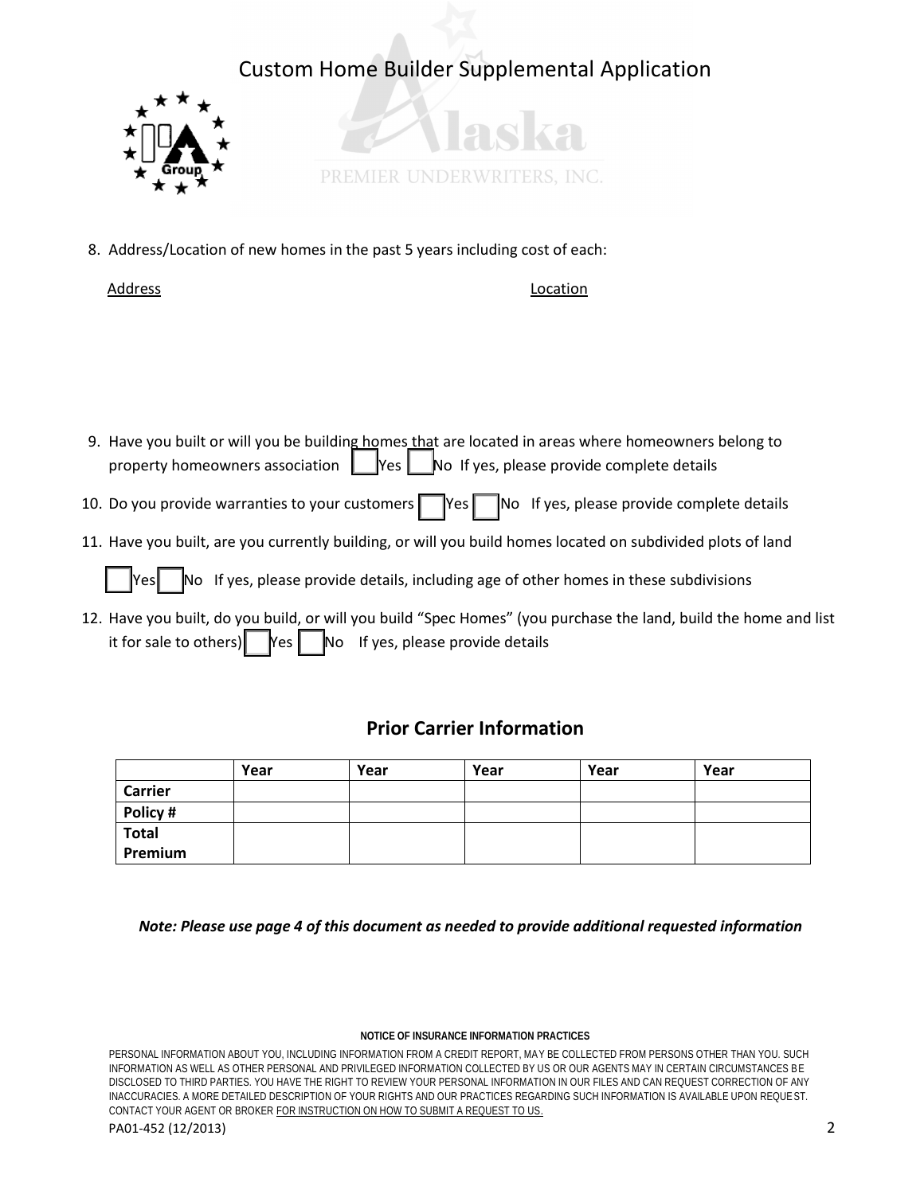# Custom Home Builder Supplemental Application

Alaska PREMIER UNDERWRITERS, INC.

8. Address/Location of new homes in the past 5 years including cost of each:

   Address                                                                 Location

9. Have you built or will you be building homes that are located in areas where homeowners belong to property homeowners association ☐ Yes ☐ No If yes, please provide complete details

10. Do you provide warranties to your customers ☐ Yes ☐ No If yes, please provide complete details

11. Have you built, are you currently building, or will you build homes located on subdivided plots of land

    ☐ Yes ☐ No If yes, please provide details, including age of other homes in these subdivisions

12. Have you built, do you build, or will you build "Spec Homes" (you purchase the land, build the home and list it for sale to others) ☐ Yes ☐ No If yes, please provide details

## Prior Carrier Information

| | Year | Year | Year | Year | Year |
|---|---|---|---|---|---|
| **Carrier** | | | | | |
| **Policy #** | | | | | |
| **Total Premium** | | | | | |

***Note: Please use page 4 of this document as needed to provide additional requested information***

**NOTICE OF INSURANCE INFORMATION PRACTICES**

PERSONAL INFORMATION ABOUT YOU, INCLUDING INFORMATION FROM A CREDIT REPORT, MAY BE COLLECTED FROM PERSONS OTHER THAN YOU. SUCH INFORMATION AS WELL AS OTHER PERSONAL AND PRIVILEGED INFORMATION COLLECTED BY US OR OUR AGENTS MAY IN CERTAIN CIRCUMSTANCES BE DISCLOSED TO THIRD PARTIES. YOU HAVE THE RIGHT TO REVIEW YOUR PERSONAL INFORMATION IN OUR FILES AND CAN REQUEST CORRECTION OF ANY INACCURACIES. A MORE DETAILED DESCRIPTION OF YOUR RIGHTS AND OUR PRACTICES REGARDING SUCH INFORMATION IS AVAILABLE UPON REQUEST. CONTACT YOUR AGENT OR BROKER FOR INSTRUCTION ON HOW TO SUBMIT A REQUEST TO US.

PA01-452 (12/2013)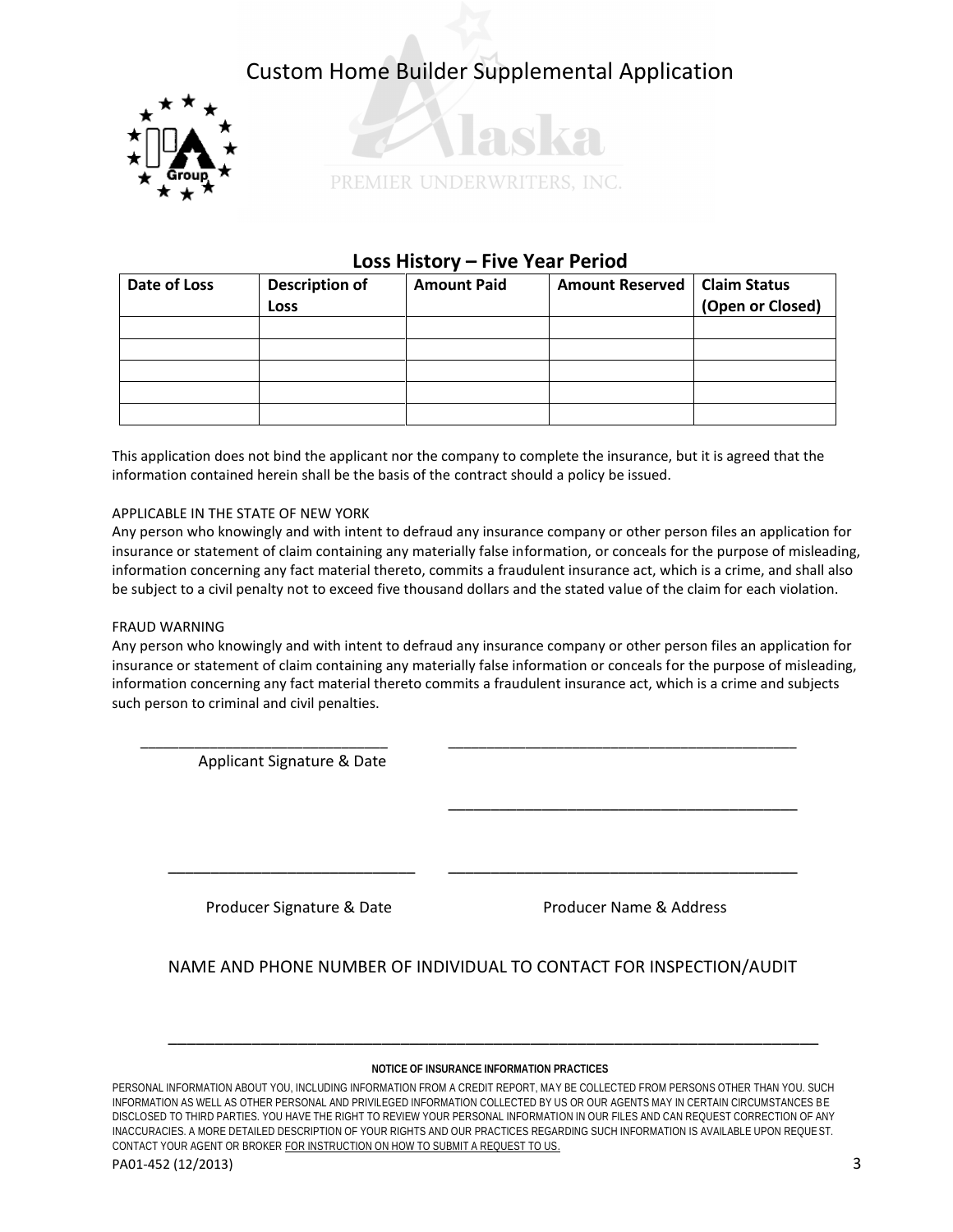# Custom Home Builder Supplemental Application

Alaska

PREMIER UNDERWRITERS, INC.

## Loss History – Five Year Period

| Date of Loss | Description of Loss | Amount Paid | Amount Reserved | Claim Status (Open or Closed) |
|---|---|---|---|---|
| | | | | |
| | | | | |
| | | | | |
| | | | | |
| | | | | |

This application does not bind the applicant nor the company to complete the insurance, but it is agreed that the information contained herein shall be the basis of the contract should a policy be issued.

APPLICABLE IN THE STATE OF NEW YORK

Any person who knowingly and with intent to defraud any insurance company or other person files an application for insurance or statement of claim containing any materially false information, or conceals for the purpose of misleading, information concerning any fact material thereto, commits a fraudulent insurance act, which is a crime, and shall also be subject to a civil penalty not to exceed five thousand dollars and the stated value of the claim for each violation.

FRAUD WARNING

Any person who knowingly and with intent to defraud any insurance company or other person files an application for insurance or statement of claim containing any materially false information or conceals for the purpose of misleading, information concerning any fact material thereto commits a fraudulent insurance act, which is a crime and subjects such person to criminal and civil penalties.

______________________________ Applicant Signature & Date

______________________________

______________________________

______________________________ Producer Signature & Date

______________________________ Producer Name & Address

NAME AND PHONE NUMBER OF INDIVIDUAL TO CONTACT FOR INSPECTION/AUDIT

______________________________________________________________

**NOTICE OF INSURANCE INFORMATION PRACTICES**

PERSONAL INFORMATION ABOUT YOU, INCLUDING INFORMATION FROM A CREDIT REPORT, MAY BE COLLECTED FROM PERSONS OTHER THAN YOU. SUCH INFORMATION AS WELL AS OTHER PERSONAL AND PRIVILEGED INFORMATION COLLECTED BY US OR OUR AGENTS MAY IN CERTAIN CIRCUMSTANCES BE DISCLOSED TO THIRD PARTIES. YOU HAVE THE RIGHT TO REVIEW YOUR PERSONAL INFORMATION IN OUR FILES AND CAN REQUEST CORRECTION OF ANY INACCURACIES. A MORE DETAILED DESCRIPTION OF YOUR RIGHTS AND OUR PRACTICES REGARDING SUCH INFORMATION IS AVAILABLE UPON REQUEST. CONTACT YOUR AGENT OR BROKER FOR INSTRUCTION ON HOW TO SUBMIT A REQUEST TO US.

PA01-452 (12/2013)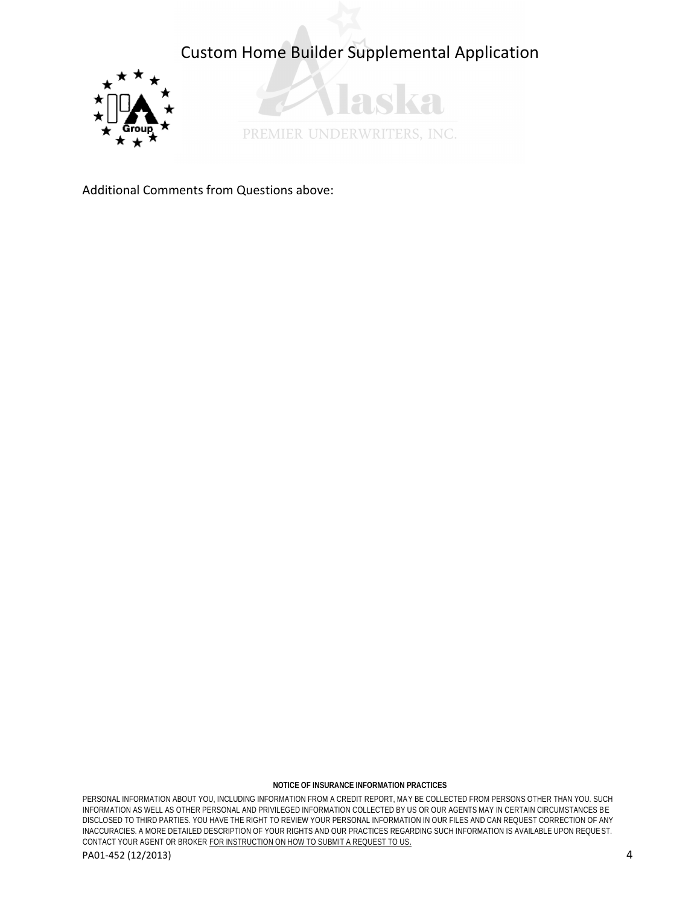# Custom Home Builder Supplemental Application

Additional Comments from Questions above:

**NOTICE OF INSURANCE INFORMATION PRACTICES**

PERSONAL INFORMATION ABOUT YOU, INCLUDING INFORMATION FROM A CREDIT REPORT, MAY BE COLLECTED FROM PERSONS OTHER THAN YOU. SUCH INFORMATION AS WELL AS OTHER PERSONAL AND PRIVILEGED INFORMATION COLLECTED BY US OR OUR AGENTS MAY IN CERTAIN CIRCUMSTANCES BE DISCLOSED TO THIRD PARTIES. YOU HAVE THE RIGHT TO REVIEW YOUR PERSONAL INFORMATION IN OUR FILES AND CAN REQUEST CORRECTION OF ANY INACCURACIES. A MORE DETAILED DESCRIPTION OF YOUR RIGHTS AND OUR PRACTICES REGARDING SUCH INFORMATION IS AVAILABLE UPON REQUEST. CONTACT YOUR AGENT OR BROKER FOR INSTRUCTION ON HOW TO SUBMIT A REQUEST TO US.

PA01-452 (12/2013)